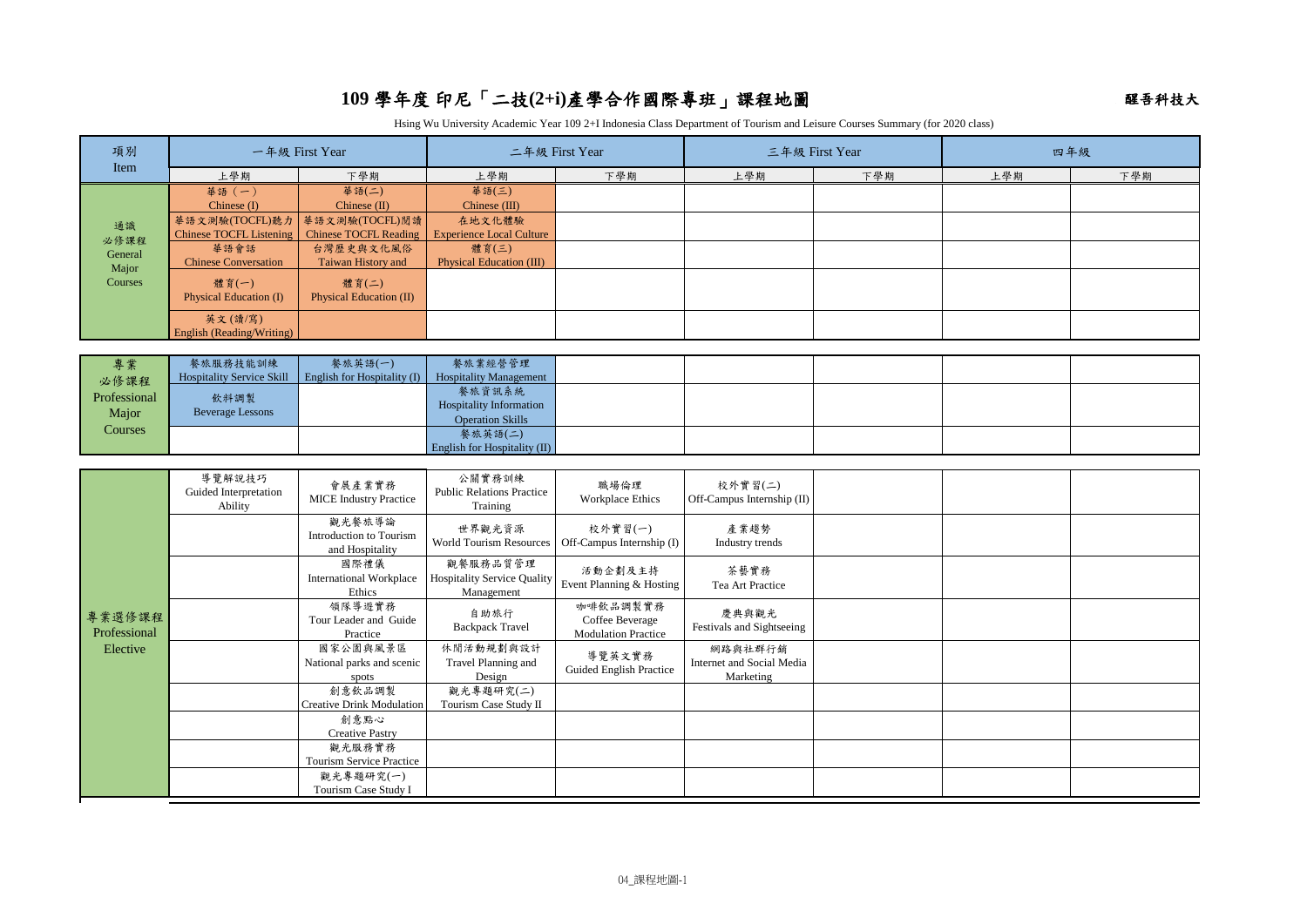# 109 學年度 印尼「二技(2+i)產學合作國際專班」課程地圖

醒吾科技大

Hsing Wu University Academic Year 109 2+I Indonesia Class Department of Tourism and Leisure Courses Summary (for 2020 class)

| 項別 Item | 一年級 First Year | | 二年級 First Year | | 三年級 First Year | | 四年級 | |
|---|---|---|---|---|---|---|---|---|
| | 上學期 | 下學期 | 上學期 | 下學期 | 上學期 | 下學期 | 上學期 | 下學期 |
| 通識必修課程 General Major Courses | 華語（一） Chinese (I) | 華語(二) Chinese (II) | 華語(三) Chinese (III) | | | | | |
| | 華語文測驗(TOCFL)聽力 Chinese TOCFL Listening | 華語文測驗(TOCFL)閱讀 Chinese TOCFL Reading | 在地文化體驗 Experience Local Culture | | | | | |
| | 華語會話 Chinese Conversation | 台灣歷史與文化風俗 Taiwan History and | 體育(三) Physical Education (III) | | | | | |
| | 體育(一) Physical Education (I) | 體育(二) Physical Education (II) | | | | | | |
| | 英文(讀/寫) English (Reading/Writing) | | | | | | | |
| 專業必修課程 Professional Major Courses | 餐旅服務技能訓練 Hospitality Service Skill | 餐旅英語(一) English for Hospitality (I) | 餐旅業經營管理 Hospitality Management | | | | | |
| | 飲料調製 Beverage Lessons | | 餐旅資訊系統 Hospitality Information Operation Skills | | | | | |
| | | | 餐旅英語(二) English for Hospitality (II) | | | | | |
| 專業選修課程 Professional Elective | 導覽解說技巧 Guided Interpretation Ability | 會展產業實務 MICE Industry Practice | 公關實務訓練 Public Relations Practice Training | 職場倫理 Workplace Ethics | 校外實習(二) Off-Campus Internship (II) | | | |
| | | 觀光餐旅導論 Introduction to Tourism and Hospitality | 世界觀光資源 World Tourism Resources | 校外實習(一) Off-Campus Internship (I) | 產業趨勢 Industry trends | | | |
| | | 國際禮儀 International Workplace Ethics | 觀餐服務品質管理 Hospitality Service Quality Management | 活動企劃及主持 Event Planning & Hosting | 茶藝實務 Tea Art Practice | | | |
| | | 領隊導遊實務 Tour Leader and Guide Practice | 自助旅行 Backpack Travel | 咖啡飲品調製實務 Coffee Beverage Modulation Practice | 慶典與觀光 Festivals and Sightseeing | | | |
| | | 國家公園與風景區 National parks and scenic spots | 休閒活動規劃與設計 Travel Planning and Design | 導覽英文實務 Guided English Practice | 網路與社群行銷 Internet and Social Media Marketing | | | |
| | | 創意飲品調製 Creative Drink Modulation | 觀光專題研究(二) Tourism Case Study II | | | | | |
| | | 創意點心 Creative Pastry | | | | | | |
| | | 觀光服務實務 Tourism Service Practice | | | | | | |
| | | 觀光專題研究(一) Tourism Case Study I | | | | | | |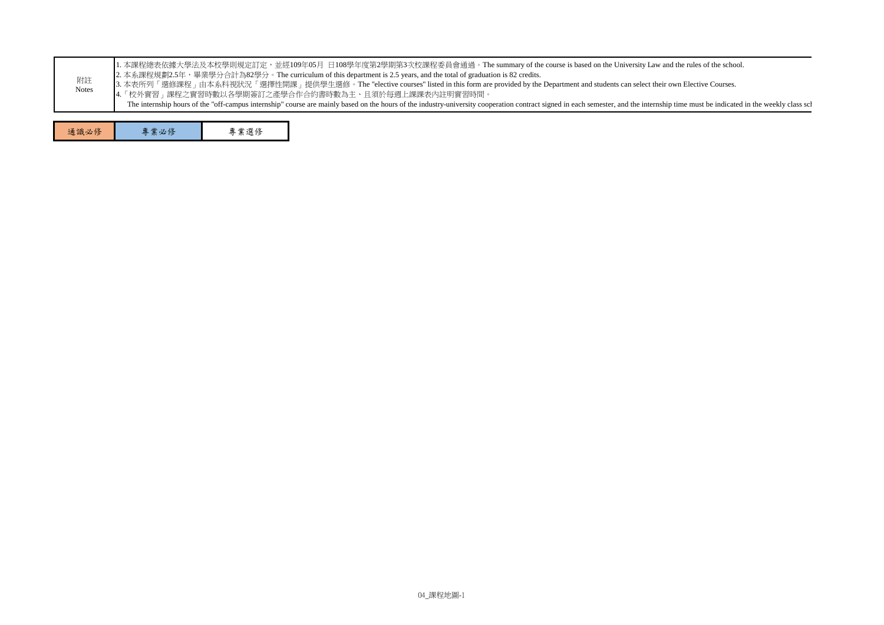| 附註 Notes | 1. 本課程總表依據大學法及本校學則規定訂定，並經109年05月 日108學年度第2學期第3次校課程委員會通過。The summary of the course is based on the University Law and the rules of the school.<br>2. 本系課程規劃2.5年，畢業學分合計為82學分。The curriculum of this department is 2.5 years, and the total of graduation is 82 credits.<br>3. 本表所列「選修課程」由本系科視狀況「選擇性開課」提供學生選修。The "elective courses" listed in this form are provided by the Department and students can select their own Elective Courses.<br>4.「校外實習」課程之實習時數以各學期簽訂之產學合作合約書時數為主、且須於每週上課課表內註明實習時間。<br>The internship hours of the "off-campus internship" course are mainly based on the hours of the industry-university cooperation contract signed in each semester, and the internship time must be indicated in the weekly class sch |
|---|---|

| 通識必修 | 專業必修 | 專業選修 |
|---|---|---|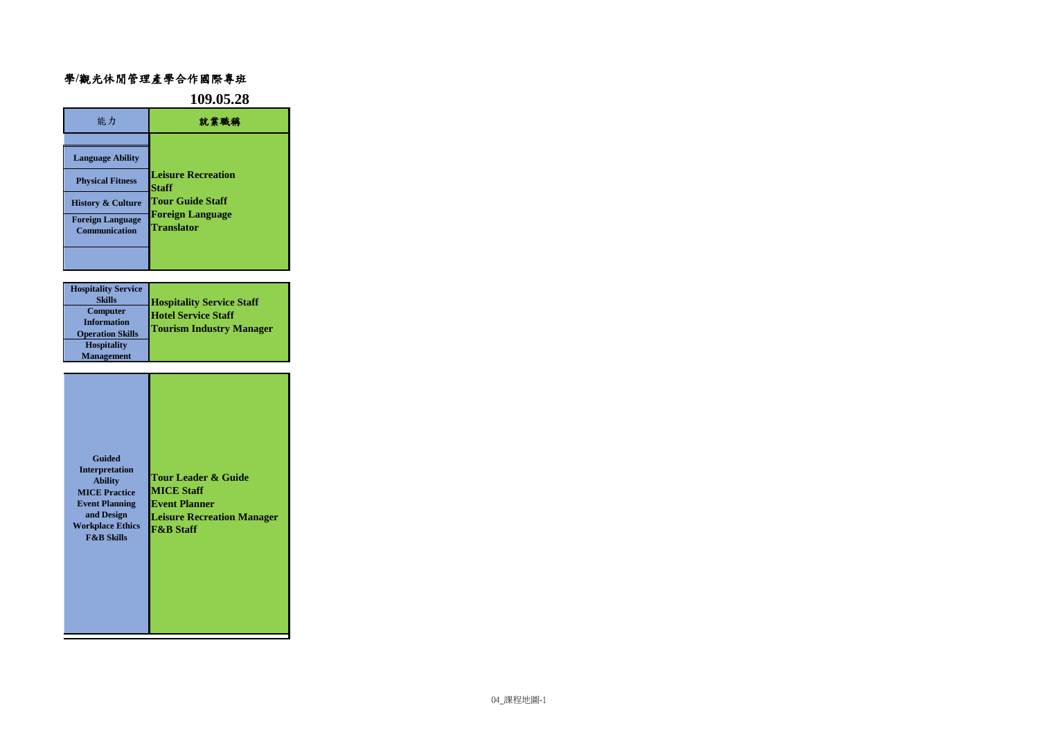學/觀光休閒管理產學合作國際專班

**109.05.28**

| 能力 | 就業職稱 |
| --- | --- |
| Language Ability<br>Physical Fitness<br>History & Culture<br>Foreign Language Communication | Leisure Recreation Staff<br>Tour Guide Staff<br>Foreign Language Translator |
| Hospitality Service Skills<br>Computer Information Operation Skills<br>Hospitality Management | Hospitality Service Staff<br>Hotel Service Staff<br>Tourism Industry Manager |
| Guided Interpretation Ability<br>MICE Practice<br>Event Planning and Design<br>Workplace Ethics<br>F&B Skills | Tour Leader & Guide<br>MICE Staff<br>Event Planner<br>Leisure Recreation Manager<br>F&B Staff |

04_課程地圖-1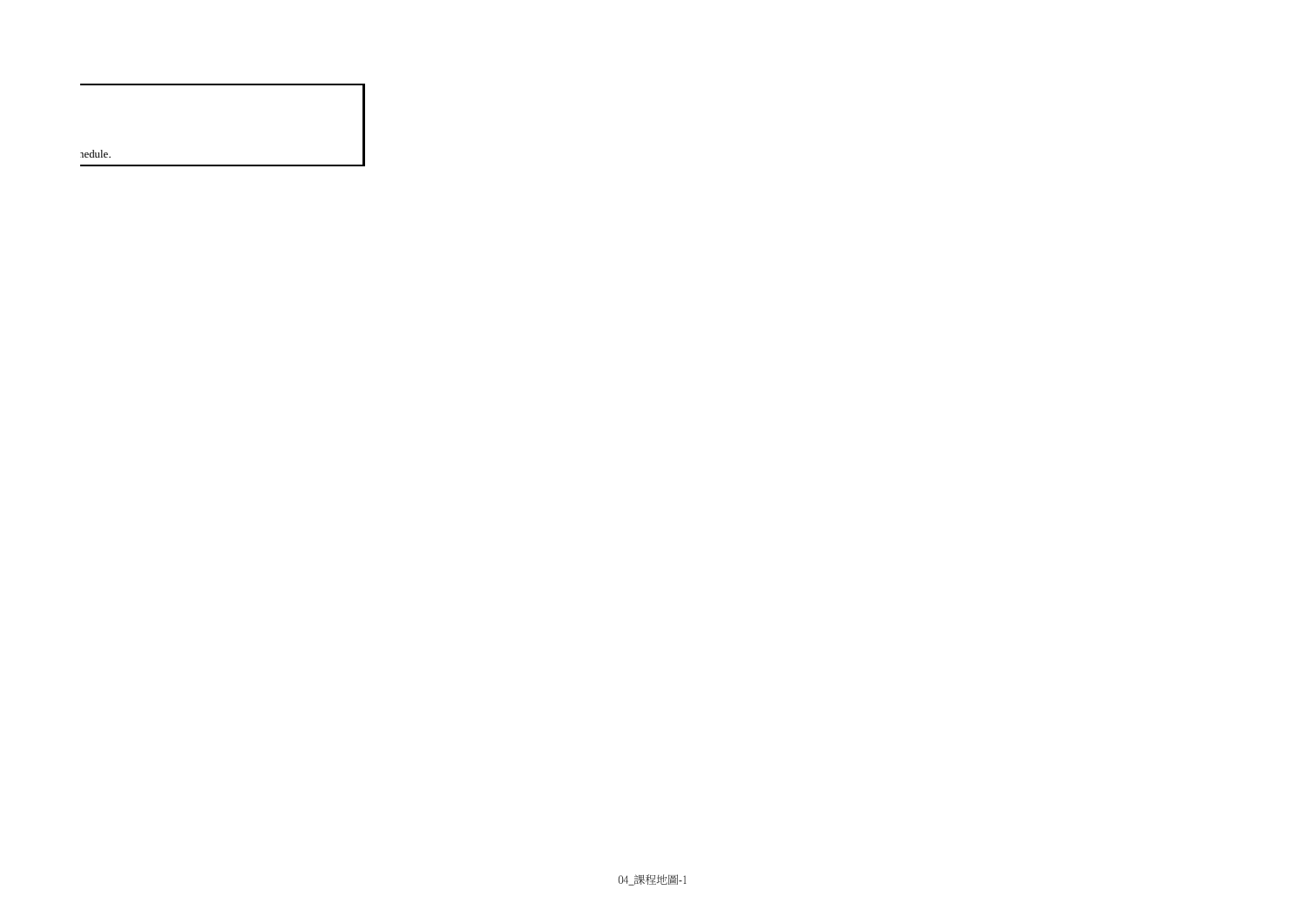hedule.